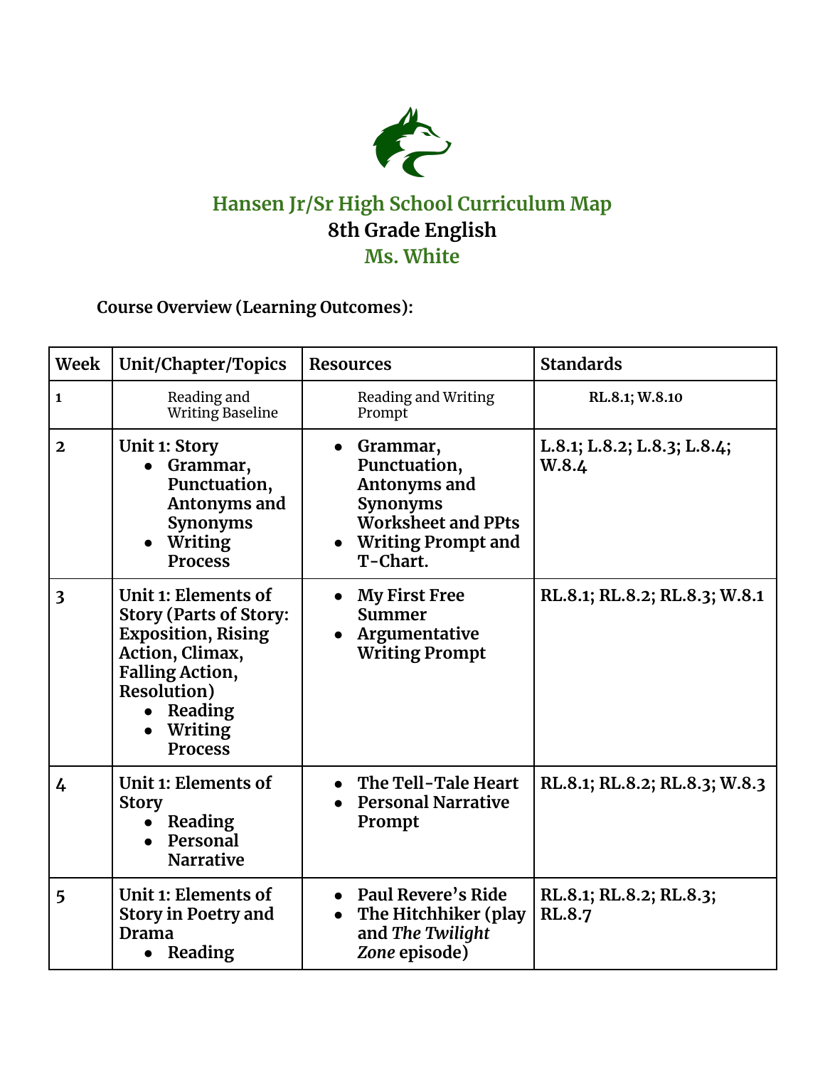# Hansen Jr/Sr High School Curriculum Map

## 8th Grade English

### Ms. White

**Course Overview (Learning Outcomes):**

| Week | Unit/Chapter/Topics | Resources | Standards |
|---|---|---|---|
| 1 | Reading and Writing Baseline | Reading and Writing Prompt | **RL.8.1; W.8.10** |
| **2** | **Unit 1: Story**<br>• **Grammar, Punctuation, Antonyms and Synonyms**<br>• **Writing Process** | • **Grammar, Punctuation, Antonyms and Synonyms Worksheet and PPts**<br>• **Writing Prompt and T-Chart.** | **L.8.1; L.8.2; L.8.3; L.8.4; W.8.4** |
| **3** | **Unit 1: Elements of Story (Parts of Story: Exposition, Rising Action, Climax, Falling Action, Resolution)**<br>• **Reading**<br>• **Writing Process** | • **My First Free Summer**<br>• **Argumentative Writing Prompt** | **RL.8.1; RL.8.2; RL.8.3; W.8.1** |
| **4** | **Unit 1: Elements of Story**<br>• **Reading**<br>• **Personal Narrative** | • **The Tell-Tale Heart**<br>• **Personal Narrative Prompt** | **RL.8.1; RL.8.2; RL.8.3; W.8.3** |
| **5** | **Unit 1: Elements of Story in Poetry and Drama**<br>• **Reading** | • **Paul Revere's Ride**<br>• **The Hitchhiker (play and *The Twilight Zone* episode)** | **RL.8.1; RL.8.2; RL.8.3; RL.8.7** |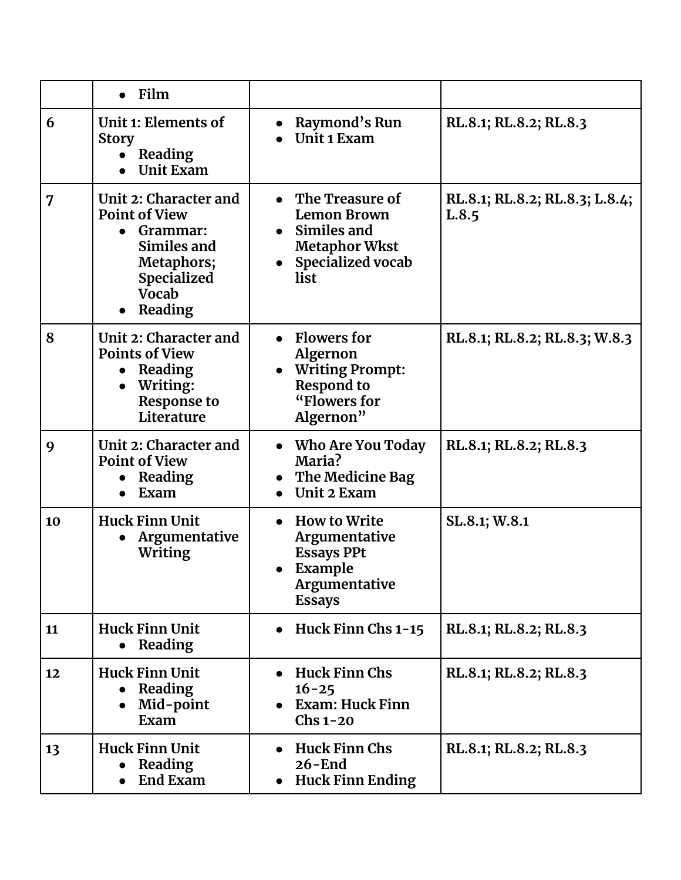| | | | |
|---|---|---|---|
| | • Film | | |
| 6 | Unit 1: Elements of Story<br>• Reading<br>• Unit Exam | • Raymond's Run<br>• Unit 1 Exam | RL.8.1; RL.8.2; RL.8.3 |
| 7 | Unit 2: Character and Point of View<br>• Grammar: Similes and Metaphors; Specialized Vocab<br>• Reading | • The Treasure of Lemon Brown<br>• Similes and Metaphor Wkst<br>• Specialized vocab list | RL.8.1; RL.8.2; RL.8.3; L.8.4; L.8.5 |
| 8 | Unit 2: Character and Points of View<br>• Reading<br>• Writing: Response to Literature | • Flowers for Algernon<br>• Writing Prompt: Respond to "Flowers for Algernon" | RL.8.1; RL.8.2; RL.8.3; W.8.3 |
| 9 | Unit 2: Character and Point of View<br>• Reading<br>• Exam | • Who Are You Today Maria?<br>• The Medicine Bag<br>• Unit 2 Exam | RL.8.1; RL.8.2; RL.8.3 |
| 10 | Huck Finn Unit<br>• Argumentative Writing | • How to Write Argumentative Essays PPt<br>• Example Argumentative Essays | SL.8.1; W.8.1 |
| 11 | Huck Finn Unit<br>• Reading | • Huck Finn Chs 1-15 | RL.8.1; RL.8.2; RL.8.3 |
| 12 | Huck Finn Unit<br>• Reading<br>• Mid-point Exam | • Huck Finn Chs 16-25<br>• Exam: Huck Finn Chs 1-20 | RL.8.1; RL.8.2; RL.8.3 |
| 13 | Huck Finn Unit<br>• Reading<br>• End Exam | • Huck Finn Chs 26-End<br>• Huck Finn Ending | RL.8.1; RL.8.2; RL.8.3 |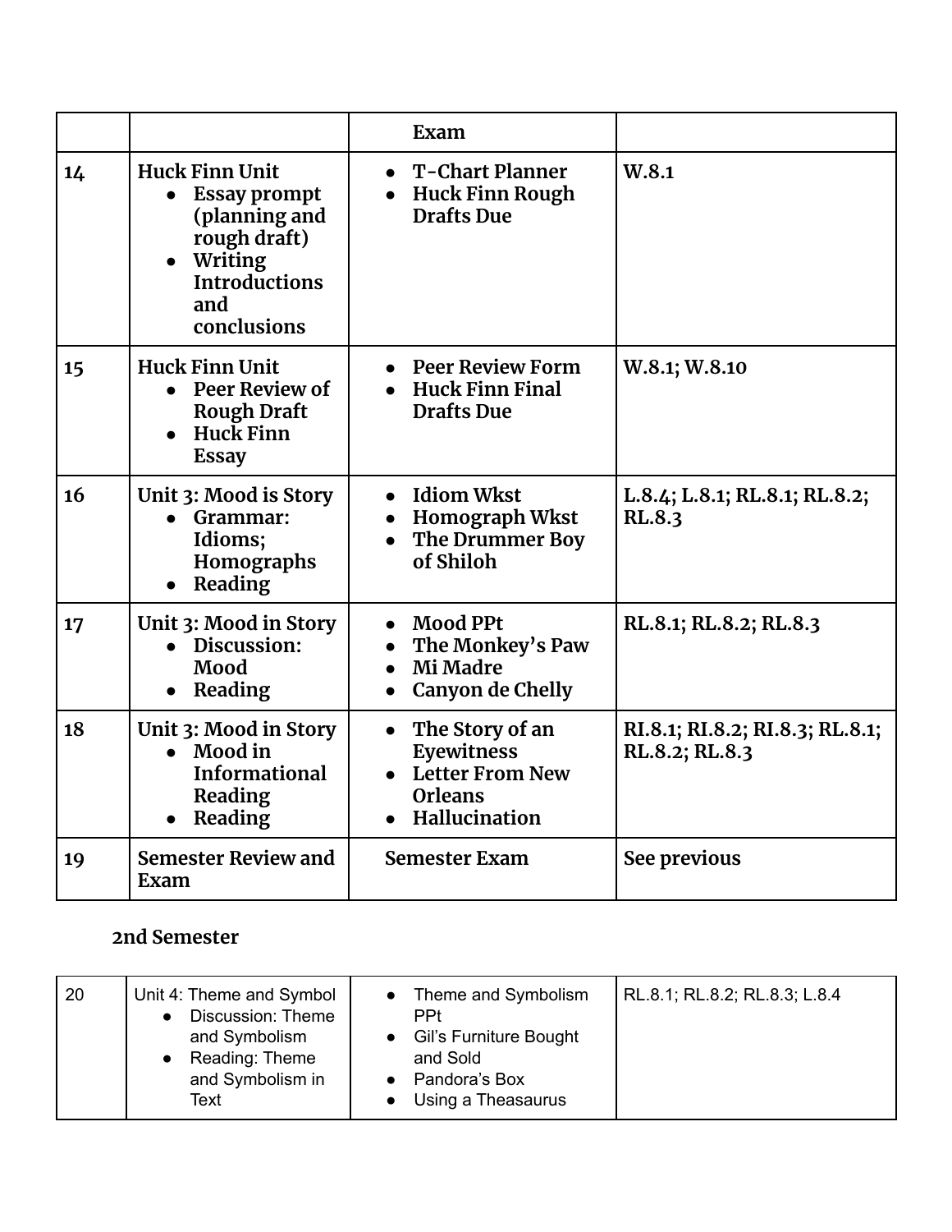| | | Exam | |
|---|---|---|---|
| 14 | **Huck Finn Unit**<br>• Essay prompt (planning and rough draft)<br>• Writing Introductions and conclusions | • T-Chart Planner<br>• Huck Finn Rough Drafts Due | W.8.1 |
| 15 | **Huck Finn Unit**<br>• Peer Review of Rough Draft<br>• Huck Finn Essay | • Peer Review Form<br>• Huck Finn Final Drafts Due | W.8.1; W.8.10 |
| 16 | **Unit 3: Mood is Story**<br>• Grammar: Idioms; Homographs<br>• Reading | • Idiom Wkst<br>• Homograph Wkst<br>• The Drummer Boy of Shiloh | L.8.4; L.8.1; RL.8.1; RL.8.2; RL.8.3 |
| 17 | **Unit 3: Mood in Story**<br>• Discussion: Mood<br>• Reading | • Mood PPt<br>• The Monkey's Paw<br>• Mi Madre<br>• Canyon de Chelly | RL.8.1; RL.8.2; RL.8.3 |
| 18 | **Unit 3: Mood in Story**<br>• Mood in Informational Reading<br>• Reading | • The Story of an Eyewitness<br>• Letter From New Orleans<br>• Hallucination | RI.8.1; RI.8.2; RI.8.3; RL.8.1; RL.8.2; RL.8.3 |
| 19 | **Semester Review and Exam** | Semester Exam | See previous |

## 2nd Semester

| | | | |
|---|---|---|---|
| 20 | Unit 4: Theme and Symbol<br>• Discussion: Theme and Symbolism<br>• Reading: Theme and Symbolism in Text | • Theme and Symbolism PPt<br>• Gil's Furniture Bought and Sold<br>• Pandora's Box<br>• Using a Theasaurus | RL.8.1; RL.8.2; RL.8.3; L.8.4 |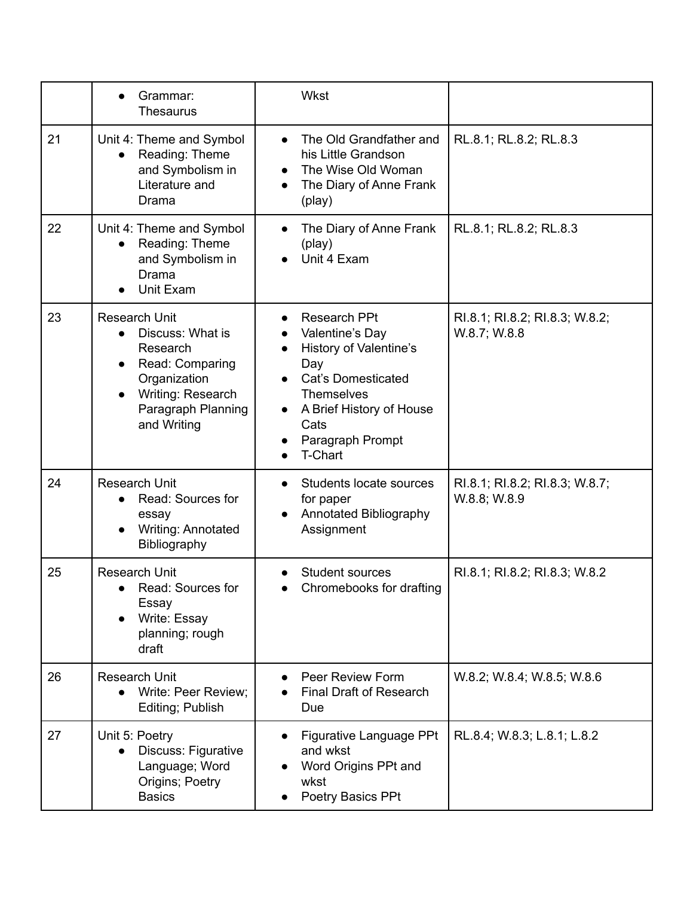| | | | |
|---|---|---|---|
| | • Grammar: Thesaurus | Wkst | |
| 21 | Unit 4: Theme and Symbol<br>• Reading: Theme and Symbolism in Literature and Drama | • The Old Grandfather and his Little Grandson<br>• The Wise Old Woman<br>• The Diary of Anne Frank (play) | RL.8.1; RL.8.2; RL.8.3 |
| 22 | Unit 4: Theme and Symbol<br>• Reading: Theme and Symbolism in Drama<br>• Unit Exam | • The Diary of Anne Frank (play)<br>• Unit 4 Exam | RL.8.1; RL.8.2; RL.8.3 |
| 23 | Research Unit<br>• Discuss: What is Research<br>• Read: Comparing Organization<br>• Writing: Research Paragraph Planning and Writing | • Research PPt<br>• Valentine's Day<br>• History of Valentine's Day<br>• Cat's Domesticated Themselves<br>• A Brief History of House Cats<br>• Paragraph Prompt<br>• T-Chart | RI.8.1; RI.8.2; RI.8.3; W.8.2; W.8.7; W.8.8 |
| 24 | Research Unit<br>• Read: Sources for essay<br>• Writing: Annotated Bibliography | • Students locate sources for paper<br>• Annotated Bibliography Assignment | RI.8.1; RI.8.2; RI.8.3; W.8.7; W.8.8; W.8.9 |
| 25 | Research Unit<br>• Read: Sources for Essay<br>• Write: Essay planning; rough draft | • Student sources<br>• Chromebooks for drafting | RI.8.1; RI.8.2; RI.8.3; W.8.2 |
| 26 | Research Unit<br>• Write: Peer Review; Editing; Publish | • Peer Review Form<br>• Final Draft of Research Due | W.8.2; W.8.4; W.8.5; W.8.6 |
| 27 | Unit 5: Poetry<br>• Discuss: Figurative Language; Word Origins; Poetry Basics | • Figurative Language PPt and wkst<br>• Word Origins PPt and wkst<br>• Poetry Basics PPt | RL.8.4; W.8.3; L.8.1; L.8.2 |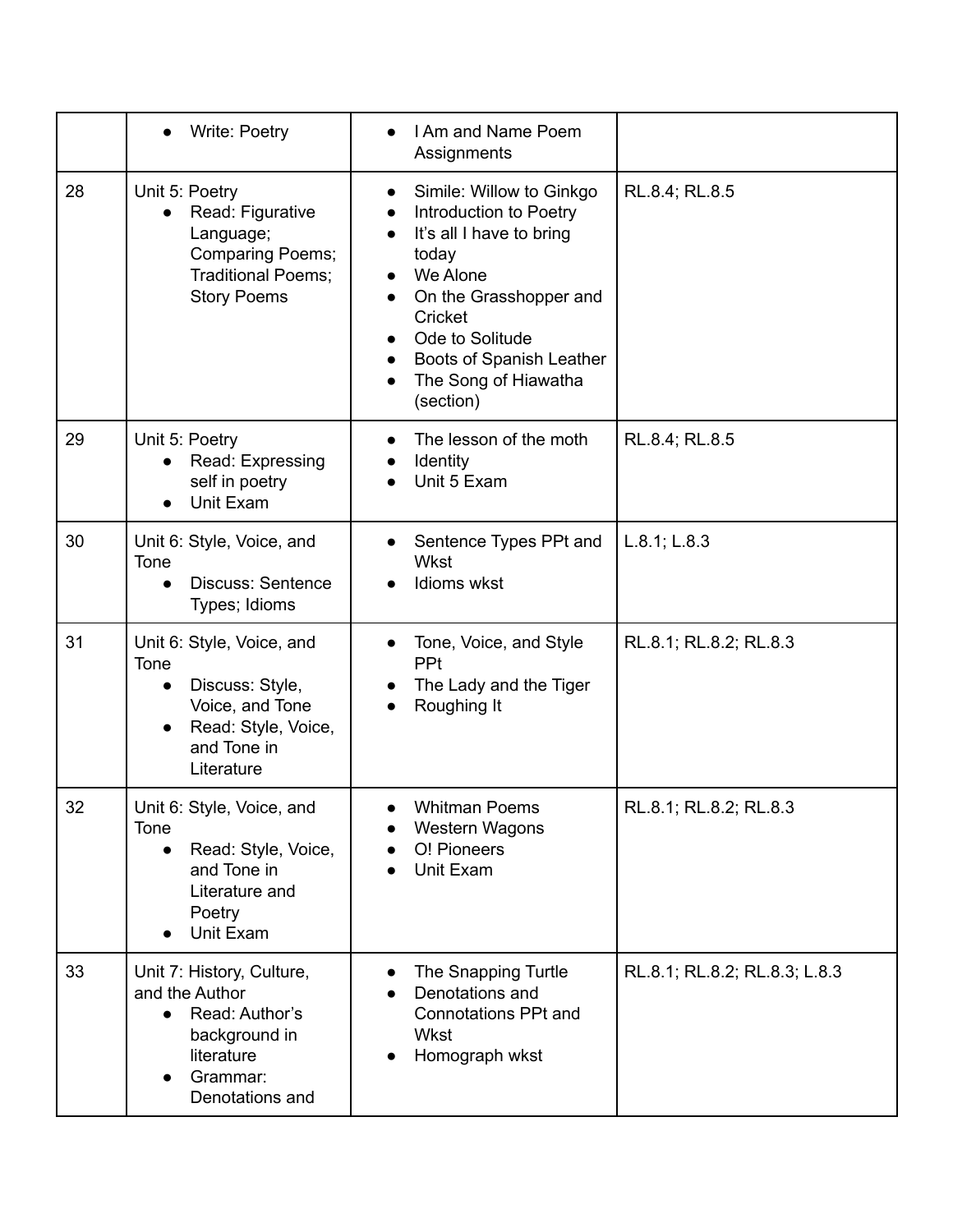| | ● Write: Poetry | ● I Am and Name Poem Assignments | |
|---|---|---|---|
| 28 | Unit 5: Poetry<br>● Read: Figurative Language; Comparing Poems; Traditional Poems; Story Poems | ● Simile: Willow to Ginkgo<br>● Introduction to Poetry<br>● It's all I have to bring today<br>● We Alone<br>● On the Grasshopper and Cricket<br>● Ode to Solitude<br>● Boots of Spanish Leather<br>● The Song of Hiawatha (section) | RL.8.4; RL.8.5 |
| 29 | Unit 5: Poetry<br>● Read: Expressing self in poetry<br>● Unit Exam | ● The lesson of the moth<br>● Identity<br>● Unit 5 Exam | RL.8.4; RL.8.5 |
| 30 | Unit 6: Style, Voice, and Tone<br>● Discuss: Sentence Types; Idioms | ● Sentence Types PPt and Wkst<br>● Idioms wkst | L.8.1; L.8.3 |
| 31 | Unit 6: Style, Voice, and Tone<br>● Discuss: Style, Voice, and Tone<br>● Read: Style, Voice, and Tone in Literature | ● Tone, Voice, and Style PPt<br>● The Lady and the Tiger<br>● Roughing It | RL.8.1; RL.8.2; RL.8.3 |
| 32 | Unit 6: Style, Voice, and Tone<br>● Read: Style, Voice, and Tone in Literature and Poetry<br>● Unit Exam | ● Whitman Poems<br>● Western Wagons<br>● O! Pioneers<br>● Unit Exam | RL.8.1; RL.8.2; RL.8.3 |
| 33 | Unit 7: History, Culture, and the Author<br>● Read: Author's background in literature<br>● Grammar: Denotations and | ● The Snapping Turtle<br>● Denotations and Connotations PPt and Wkst<br>● Homograph wkst | RL.8.1; RL.8.2; RL.8.3; L.8.3 |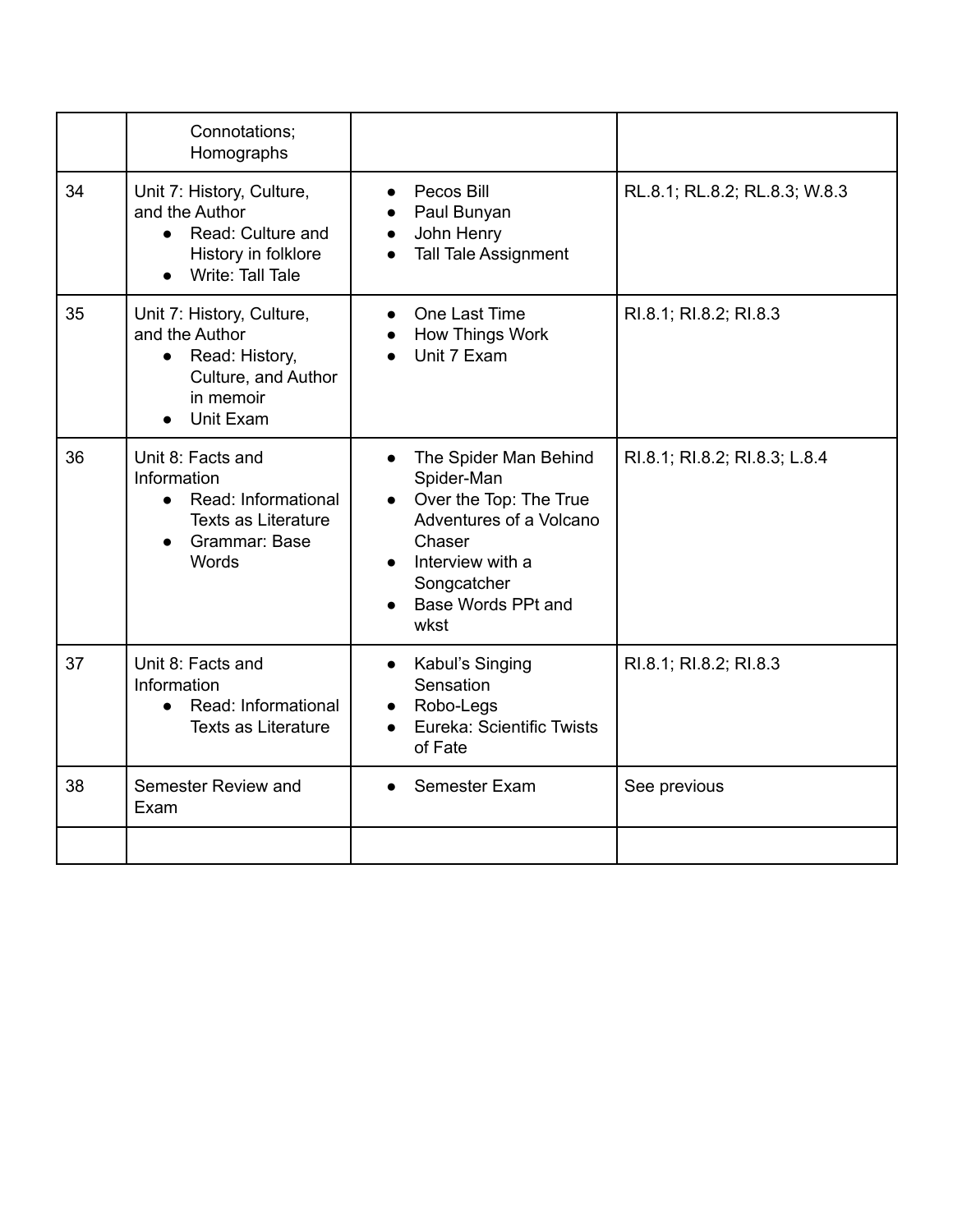| | | | |
|---|---|---|---|
| | Connotations; Homographs | | |
| 34 | Unit 7: History, Culture, and the Author<br>● Read: Culture and History in folklore<br>● Write: Tall Tale | ● Pecos Bill<br>● Paul Bunyan<br>● John Henry<br>● Tall Tale Assignment | RL.8.1; RL.8.2; RL.8.3; W.8.3 |
| 35 | Unit 7: History, Culture, and the Author<br>● Read: History, Culture, and Author in memoir<br>● Unit Exam | ● One Last Time<br>● How Things Work<br>● Unit 7 Exam | RI.8.1; RI.8.2; RI.8.3 |
| 36 | Unit 8: Facts and Information<br>● Read: Informational Texts as Literature<br>● Grammar: Base Words | ● The Spider Man Behind Spider-Man<br>● Over the Top: The True Adventures of a Volcano Chaser<br>● Interview with a Songcatcher<br>● Base Words PPt and wkst | RI.8.1; RI.8.2; RI.8.3; L.8.4 |
| 37 | Unit 8: Facts and Information<br>● Read: Informational Texts as Literature | ● Kabul's Singing Sensation<br>● Robo-Legs<br>● Eureka: Scientific Twists of Fate | RI.8.1; RI.8.2; RI.8.3 |
| 38 | Semester Review and Exam | ● Semester Exam | See previous |
| | | | |